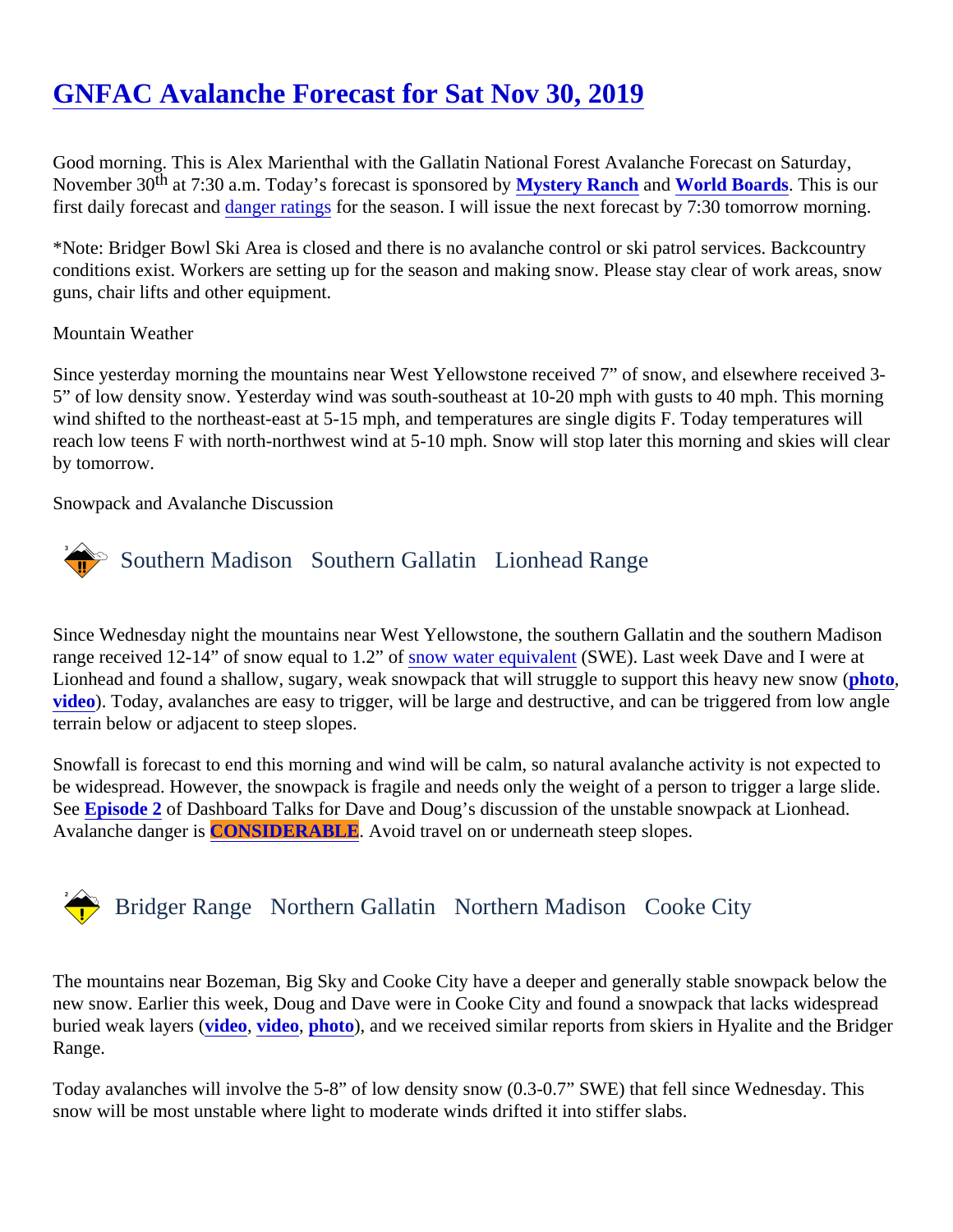# GNFAC Avalanche Forecast for Sat Nov 30, 2019

Good morning. This is Alex Marienthal with the Gallatin National Forest Avalanche Forecast on Saturday, November 30th at 7:30 a.m. Today's forecast is sponsored by **Mystery Ranch** and **World Boards**. This is our first daily forecast and danger ratings for the season. I will issue the next forecast by 7:30 tomorrow morning.

*Note: Bridger Bowl Ski Area is closed and there is no avalanche control or ski patrol services. Backcountry conditions exist. Workers are setting up for the season and making snow. Please stay clear of work areas, snow guns, chair lifts and other equipment.

Mountain Weather

Since yesterday morning the mountains near West Yellowstone received 7" of snow, and elsewhere received 3-5" of low density snow. Yesterday wind was south-southeast at 10-20 mph with gusts to 40 mph. This morning wind shifted to the northeast-east at 5-15 mph, and temperatures are single digits F. Today temperatures will reach low teens F with north-northwest wind at 5-10 mph. Snow will stop later this morning and skies will clear by tomorrow.

Snowpack and Avalanche Discussion

## Southern Madison Southern Gallatin Lionhead Range

Since Wednesday night the mountains near West Yellowstone, the southern Gallatin and the southern Madison range received 12-14" of snow equal to 1.2" of snow water equivalent (SWE). Last week Dave and I were at Lionhead and found a shallow, sugary, weak snowpack that will struggle to support this heavy new snow (**photo**, **video**). Today, avalanches are easy to trigger, will be large and destructive, and can be triggered from low angle terrain below or adjacent to steep slopes.

Snowfall is forecast to end this morning and wind will be calm, so natural avalanche activity is not expected to be widespread. However, the snowpack is fragile and needs only the weight of a person to trigger a large slide. See **Episode 2** of Dashboard Talks for Dave and Doug's discussion of the unstable snowpack at Lionhead. Avalanche danger is **CONSIDERABLE**. Avoid travel on or underneath steep slopes.

## Bridger Range Northern Gallatin Northern Madison Cooke City

The mountains near Bozeman, Big Sky and Cooke City have a deeper and generally stable snowpack below the new snow. Earlier this week, Doug and Dave were in Cooke City and found a snowpack that lacks widespread buried weak layers (**video**, **video**, **photo**), and we received similar reports from skiers in Hyalite and the Bridger Range.

Today avalanches will involve the 5-8" of low density snow (0.3-0.7" SWE) that fell since Wednesday. This snow will be most unstable where light to moderate winds drifted it into stiffer slabs.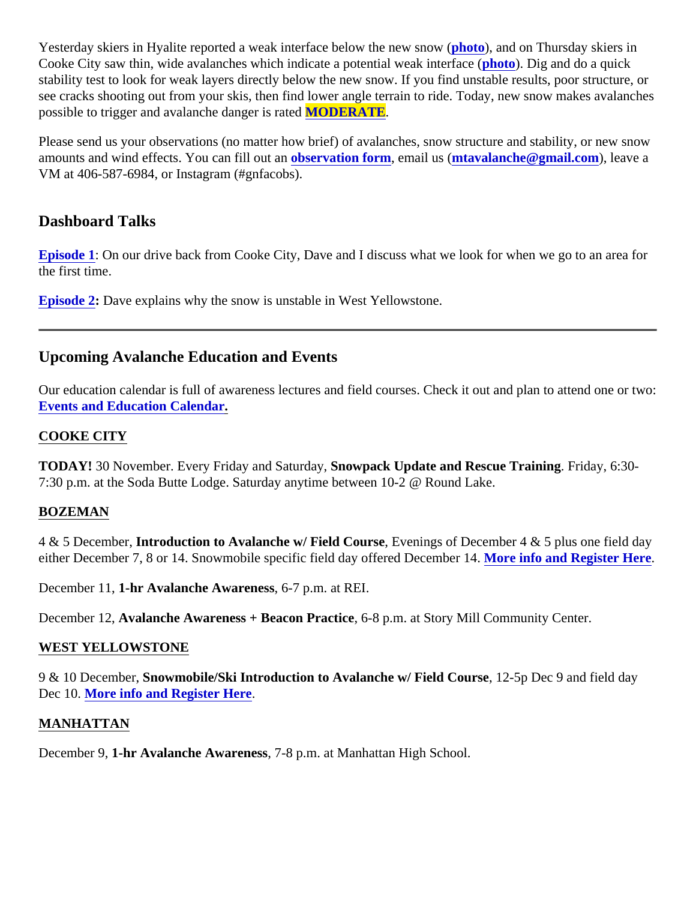Yesterday skiers in Hyalite reported a weak interface below the new snow (photo), and on Thursday skiers in Cooke City saw thin, wide avalanches which indicate a potential weak interface (photo). Dig and do a quick stability test to look for weak layers directly below the new snow. If you find unstable results, poor structure, or see cracks shooting out from your skis, then find lower angle terrain to ride. Today, new snow makes avalanches possible to trigger and avalanche danger is rated MODERATE.

Please send us your observations (no matter how brief) of avalanches, snow structure and stability, or new snow amounts and wind effects. You can fill out an observation form, email us (mtavalanche@gmail.com), leave a VM at 406-587-6984, or Instagram (#gnfacobs).

## Dashboard Talks

Episode 1: On our drive back from Cooke City, Dave and I discuss what we look for when we go to an area for the first time.

**Episode 2:** Dave explains why the snow is unstable in West Yellowstone.

---

## Upcoming Avalanche Education and Events

Our education calendar is full of awareness lectures and field courses. Check it out and plan to attend one or two: **Events and Education Calendar.**

**COOKE CITY**

**TODAY!** 30 November. Every Friday and Saturday, **Snowpack Update and Rescue Training**. Friday, 6:30-7:30 p.m. at the Soda Butte Lodge. Saturday anytime between 10-2 @ Round Lake.

**BOZEMAN**

4 & 5 December, **Introduction to Avalanche w/ Field Course**, Evenings of December 4 & 5 plus one field day either December 7, 8 or 14. Snowmobile specific field day offered December 14. **More info and Register Here**.

December 11, **1-hr Avalanche Awareness**, 6-7 p.m. at REI.

December 12, **Avalanche Awareness + Beacon Practice**, 6-8 p.m. at Story Mill Community Center.

**WEST YELLOWSTONE**

9 & 10 December, **Snowmobile/Ski Introduction to Avalanche w/ Field Course**, 12-5p Dec 9 and field day Dec 10. **More info and Register Here**.

**MANHATTAN**

December 9, **1-hr Avalanche Awareness**, 7-8 p.m. at Manhattan High School.